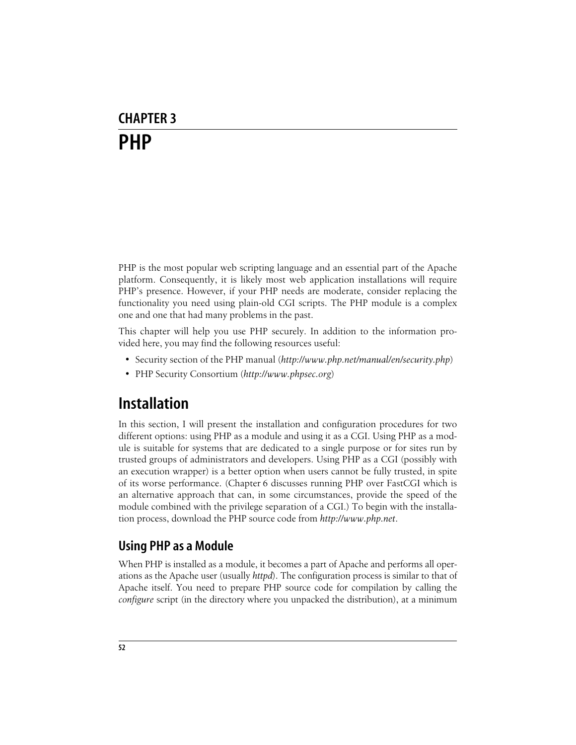# CHAPTER 3
# PHP

PHP is the most popular web scripting language and an essential part of the Apache platform. Consequently, it is likely most web application installations will require PHP's presence. However, if your PHP needs are moderate, consider replacing the functionality you need using plain-old CGI scripts. The PHP module is a complex one and one that had many problems in the past.

This chapter will help you use PHP securely. In addition to the information provided here, you may find the following resources useful:

- Security section of the PHP manual (*http://www.php.net/manual/en/security.php*)
- PHP Security Consortium (*http://www.phpsec.org*)

## Installation

In this section, I will present the installation and configuration procedures for two different options: using PHP as a module and using it as a CGI. Using PHP as a module is suitable for systems that are dedicated to a single purpose or for sites run by trusted groups of administrators and developers. Using PHP as a CGI (possibly with an execution wrapper) is a better option when users cannot be fully trusted, in spite of its worse performance. (Chapter 6 discusses running PHP over FastCGI which is an alternative approach that can, in some circumstances, provide the speed of the module combined with the privilege separation of a CGI.) To begin with the installation process, download the PHP source code from *http://www.php.net*.

### Using PHP as a Module

When PHP is installed as a module, it becomes a part of Apache and performs all operations as the Apache user (usually *httpd*). The configuration process is similar to that of Apache itself. You need to prepare PHP source code for compilation by calling the *configure* script (in the directory where you unpacked the distribution), at a minimum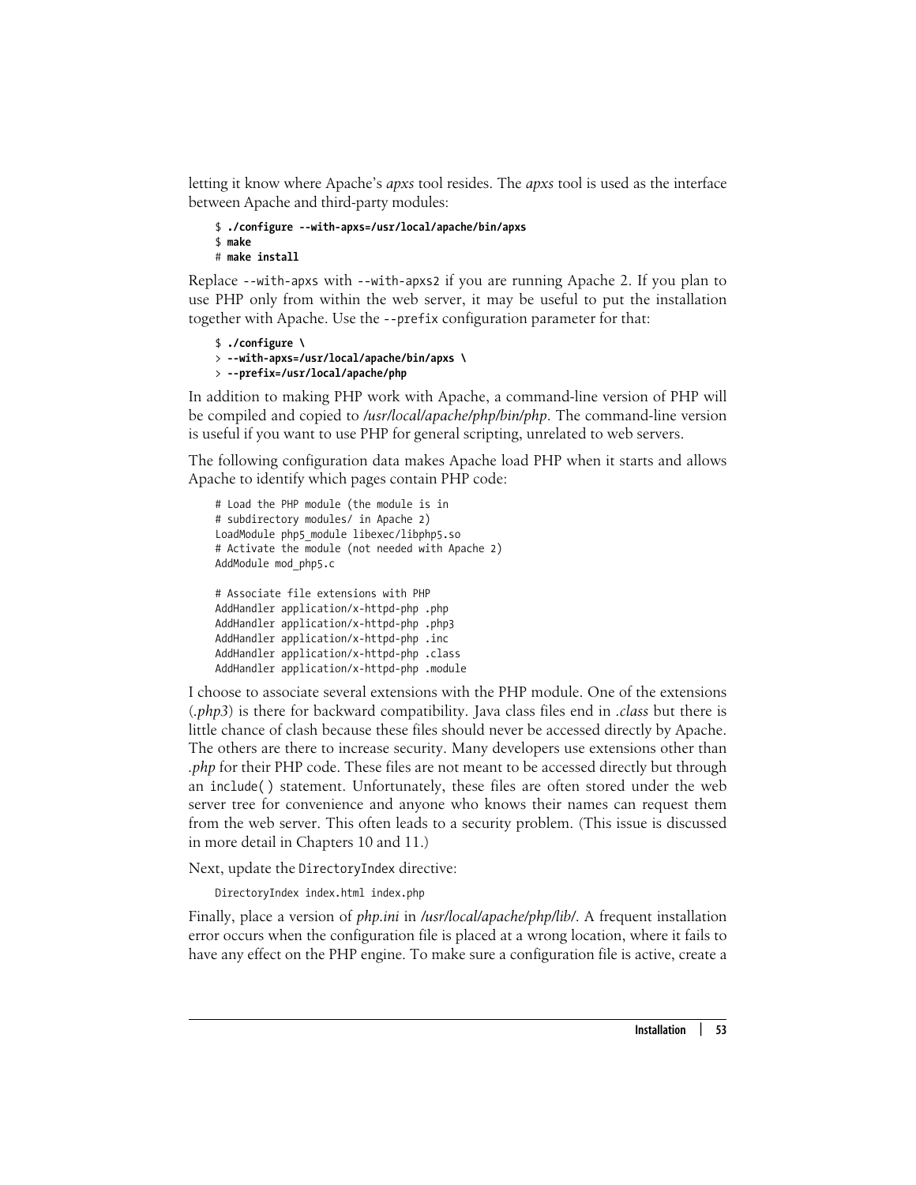letting it know where Apache's *apxs* tool resides. The *apxs* tool is used as the interface between Apache and third-party modules:

```
$ ./configure --with-apxs=/usr/local/apache/bin/apxs
$ make
# make install
```

Replace `--with-apxs` with `--with-apxs2` if you are running Apache 2. If you plan to use PHP only from within the web server, it may be useful to put the installation together with Apache. Use the `--prefix` configuration parameter for that:

```
$ ./configure \
> --with-apxs=/usr/local/apache/bin/apxs \
> --prefix=/usr/local/apache/php
```

In addition to making PHP work with Apache, a command-line version of PHP will be compiled and copied to */usr/local/apache/php/bin/php*. The command-line version is useful if you want to use PHP for general scripting, unrelated to web servers.

The following configuration data makes Apache load PHP when it starts and allows Apache to identify which pages contain PHP code:

```
# Load the PHP module (the module is in
# subdirectory modules/ in Apache 2)
LoadModule php5_module libexec/libphp5.so
# Activate the module (not needed with Apache 2)
AddModule mod_php5.c

# Associate file extensions with PHP
AddHandler application/x-httpd-php .php
AddHandler application/x-httpd-php .php3
AddHandler application/x-httpd-php .inc
AddHandler application/x-httpd-php .class
AddHandler application/x-httpd-php .module
```

I choose to associate several extensions with the PHP module. One of the extensions (*.php3*) is there for backward compatibility. Java class files end in *.class* but there is little chance of clash because these files should never be accessed directly by Apache. The others are there to increase security. Many developers use extensions other than *.php* for their PHP code. These files are not meant to be accessed directly but through an `include()` statement. Unfortunately, these files are often stored under the web server tree for convenience and anyone who knows their names can request them from the web server. This often leads to a security problem. (This issue is discussed in more detail in Chapters 10 and 11.)

Next, update the `DirectoryIndex` directive:

```
DirectoryIndex index.html index.php
```

Finally, place a version of *php.ini* in */usr/local/apache/php/lib/*. A frequent installation error occurs when the configuration file is placed at a wrong location, where it fails to have any effect on the PHP engine. To make sure a configuration file is active, create a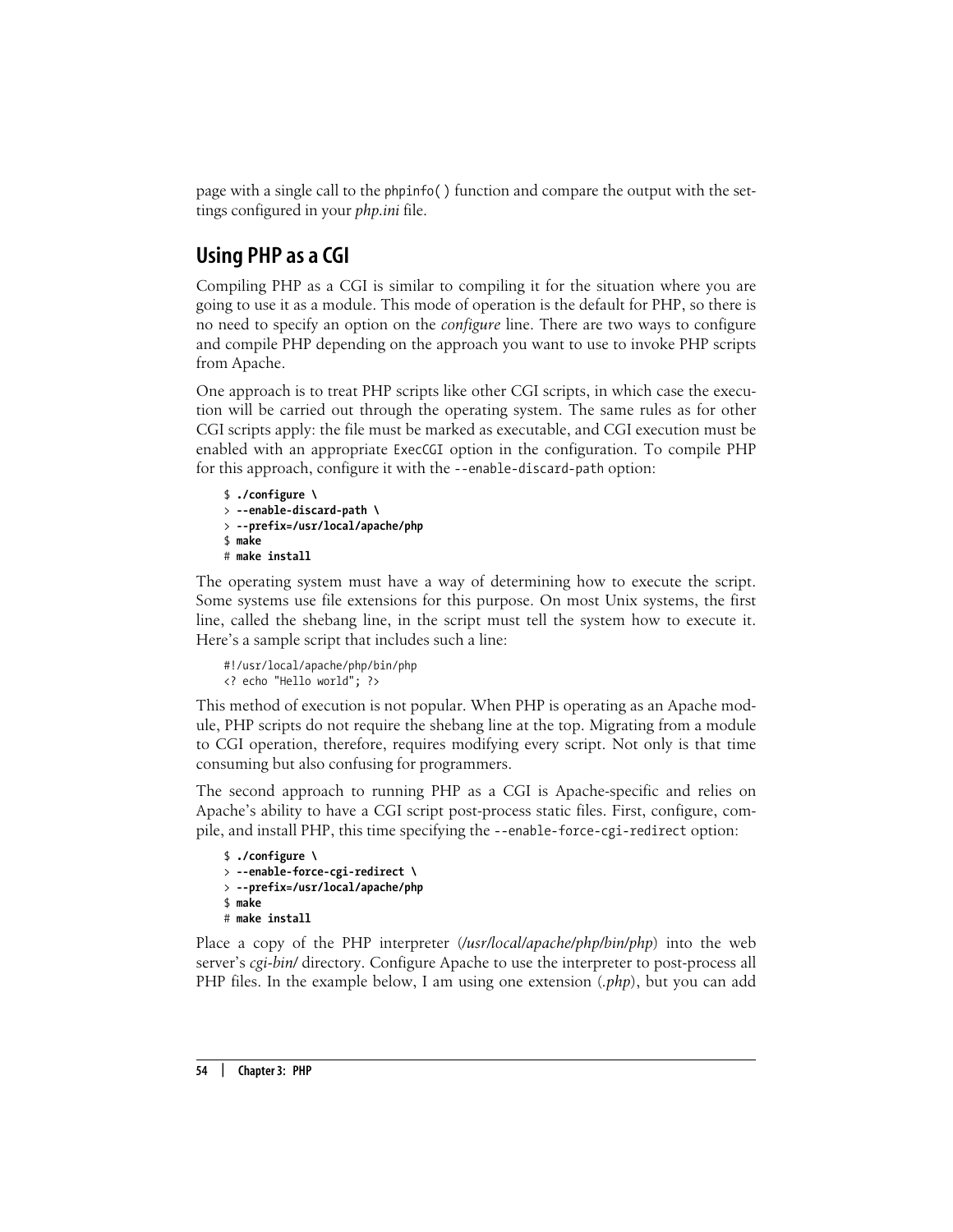page with a single call to the phpinfo( ) function and compare the output with the settings configured in your *php.ini* file.

## Using PHP as a CGI

Compiling PHP as a CGI is similar to compiling it for the situation where you are going to use it as a module. This mode of operation is the default for PHP, so there is no need to specify an option on the *configure* line. There are two ways to configure and compile PHP depending on the approach you want to use to invoke PHP scripts from Apache.

One approach is to treat PHP scripts like other CGI scripts, in which case the execution will be carried out through the operating system. The same rules as for other CGI scripts apply: the file must be marked as executable, and CGI execution must be enabled with an appropriate ExecCGI option in the configuration. To compile PHP for this approach, configure it with the --enable-discard-path option:

```
$ ./configure \
> --enable-discard-path \
> --prefix=/usr/local/apache/php
$ make
# make install
```

The operating system must have a way of determining how to execute the script. Some systems use file extensions for this purpose. On most Unix systems, the first line, called the shebang line, in the script must tell the system how to execute it. Here's a sample script that includes such a line:

```
#!/usr/local/apache/php/bin/php
<? echo "Hello world"; ?>
```

This method of execution is not popular. When PHP is operating as an Apache module, PHP scripts do not require the shebang line at the top. Migrating from a module to CGI operation, therefore, requires modifying every script. Not only is that time consuming but also confusing for programmers.

The second approach to running PHP as a CGI is Apache-specific and relies on Apache's ability to have a CGI script post-process static files. First, configure, compile, and install PHP, this time specifying the --enable-force-cgi-redirect option:

```
$ ./configure \
> --enable-force-cgi-redirect \
> --prefix=/usr/local/apache/php
$ make
# make install
```

Place a copy of the PHP interpreter (*/usr/local/apache/php/bin/php*) into the web server's *cgi-bin/* directory. Configure Apache to use the interpreter to post-process all PHP files. In the example below, I am using one extension (*.php*), but you can add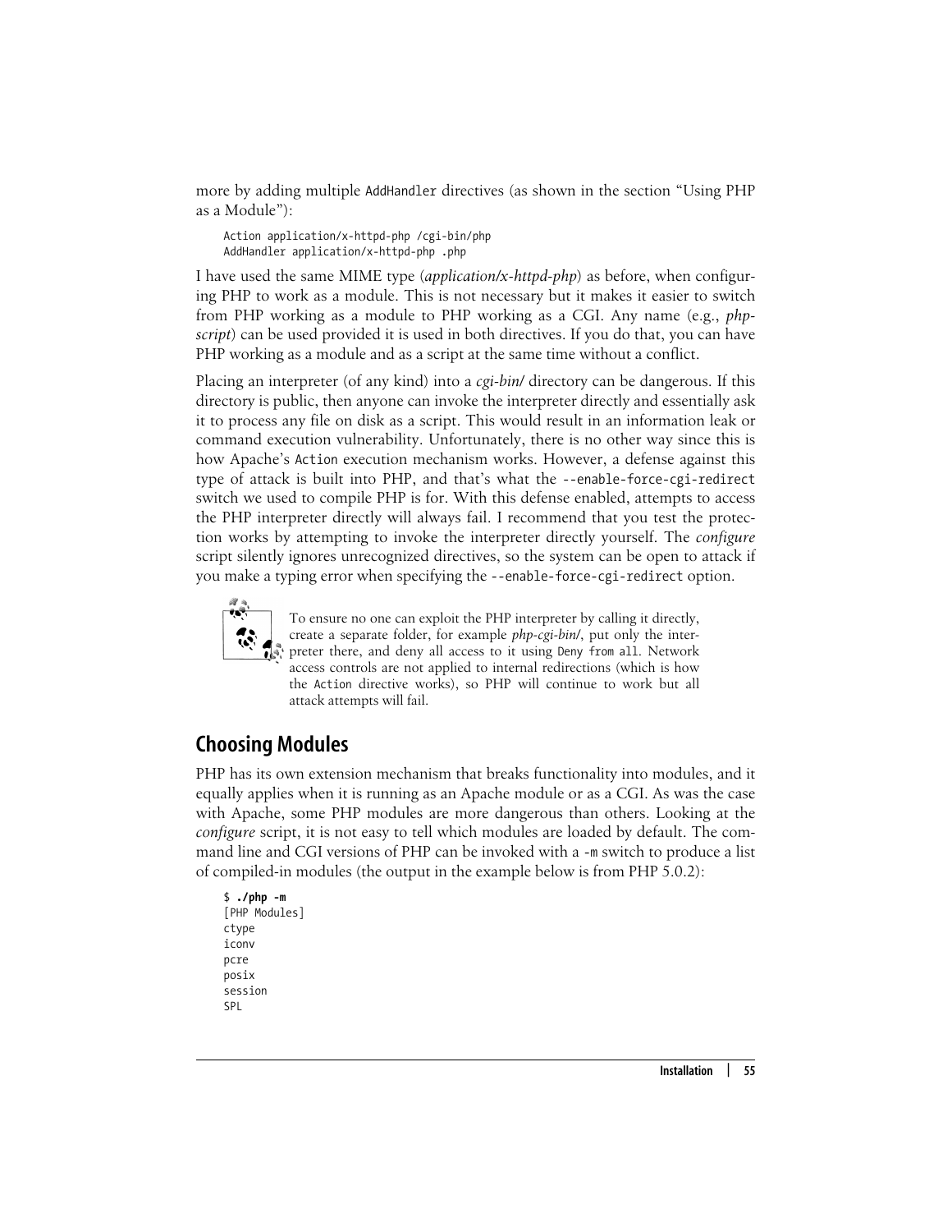more by adding multiple AddHandler directives (as shown in the section "Using PHP as a Module"):

```
Action application/x-httpd-php /cgi-bin/php
AddHandler application/x-httpd-php .php
```

I have used the same MIME type (*application/x-httpd-php*) as before, when configuring PHP to work as a module. This is not necessary but it makes it easier to switch from PHP working as a module to PHP working as a CGI. Any name (e.g., *php-script*) can be used provided it is used in both directives. If you do that, you can have PHP working as a module and as a script at the same time without a conflict.

Placing an interpreter (of any kind) into a *cgi-bin/* directory can be dangerous. If this directory is public, then anyone can invoke the interpreter directly and essentially ask it to process any file on disk as a script. This would result in an information leak or command execution vulnerability. Unfortunately, there is no other way since this is how Apache's Action execution mechanism works. However, a defense against this type of attack is built into PHP, and that's what the --enable-force-cgi-redirect switch we used to compile PHP is for. With this defense enabled, attempts to access the PHP interpreter directly will always fail. I recommend that you test the protection works by attempting to invoke the interpreter directly yourself. The *configure* script silently ignores unrecognized directives, so the system can be open to attack if you make a typing error when specifying the --enable-force-cgi-redirect option.

> To ensure no one can exploit the PHP interpreter by calling it directly, create a separate folder, for example *php-cgi-bin/*, put only the interpreter there, and deny all access to it using Deny from all. Network access controls are not applied to internal redirections (which is how the Action directive works), so PHP will continue to work but all attack attempts will fail.

## Choosing Modules

PHP has its own extension mechanism that breaks functionality into modules, and it equally applies when it is running as an Apache module or as a CGI. As was the case with Apache, some PHP modules are more dangerous than others. Looking at the *configure* script, it is not easy to tell which modules are loaded by default. The command line and CGI versions of PHP can be invoked with a -m switch to produce a list of compiled-in modules (the output in the example below is from PHP 5.0.2):

```
$ ./php -m
[PHP Modules]
ctype
iconv
pcre
posix
session
SPL
```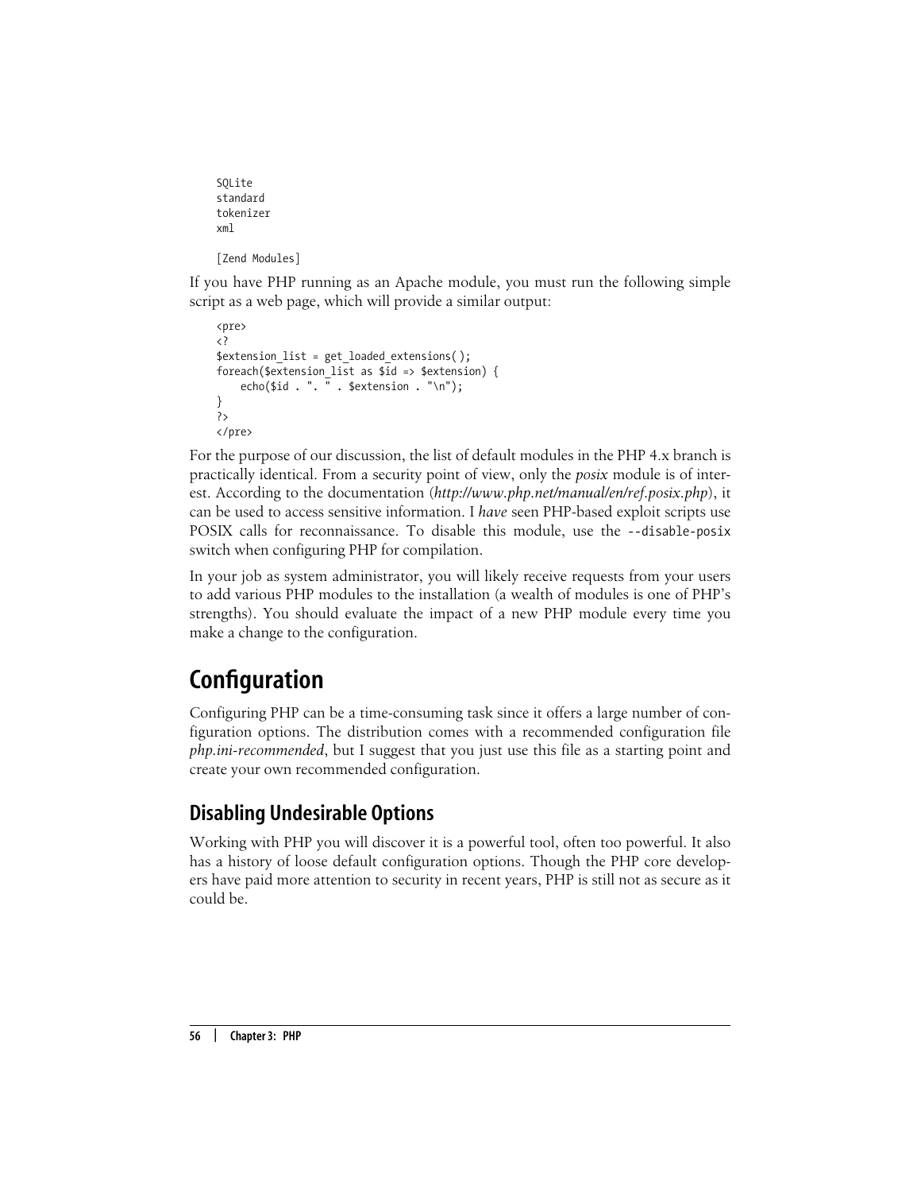```
SQLite
standard
tokenizer
xml

[Zend Modules]
```

If you have PHP running as an Apache module, you must run the following simple script as a web page, which will provide a similar output:

```
<pre>
<?
$extension_list = get_loaded_extensions( );
foreach($extension_list as $id => $extension) {
    echo($id . ". " . $extension . "\n");
}
?>
</pre>
```

For the purpose of our discussion, the list of default modules in the PHP 4.x branch is practically identical. From a security point of view, only the *posix* module is of interest. According to the documentation (*http://www.php.net/manual/en/ref.posix.php*), it can be used to access sensitive information. I *have* seen PHP-based exploit scripts use POSIX calls for reconnaissance. To disable this module, use the `--disable-posix` switch when configuring PHP for compilation.

In your job as system administrator, you will likely receive requests from your users to add various PHP modules to the installation (a wealth of modules is one of PHP's strengths). You should evaluate the impact of a new PHP module every time you make a change to the configuration.

# Configuration

Configuring PHP can be a time-consuming task since it offers a large number of configuration options. The distribution comes with a recommended configuration file *php.ini-recommended*, but I suggest that you just use this file as a starting point and create your own recommended configuration.

## Disabling Undesirable Options

Working with PHP you will discover it is a powerful tool, often too powerful. It also has a history of loose default configuration options. Though the PHP core developers have paid more attention to security in recent years, PHP is still not as secure as it could be.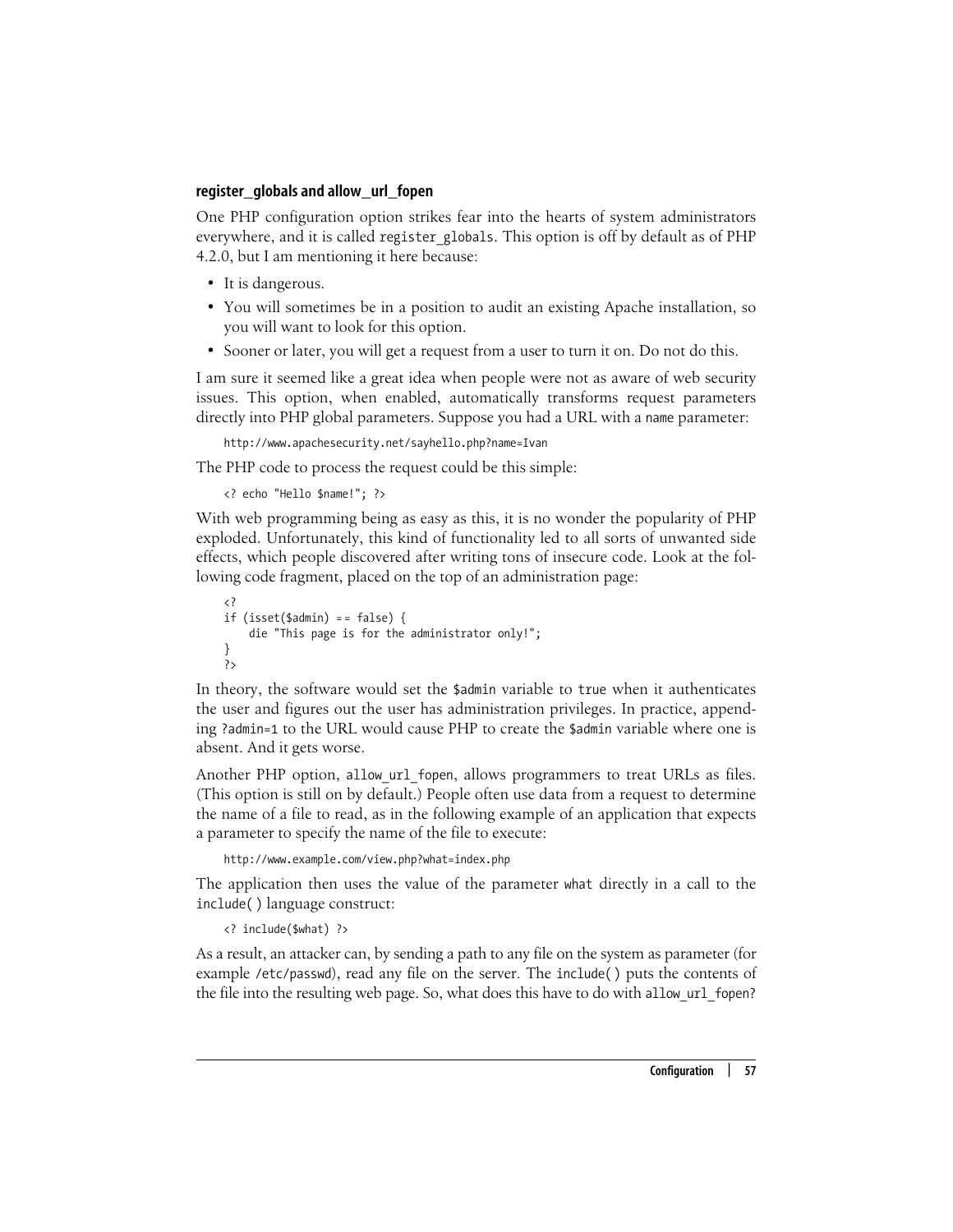### register_globals and allow_url_fopen

One PHP configuration option strikes fear into the hearts of system administrators everywhere, and it is called `register_globals`. This option is off by default as of PHP 4.2.0, but I am mentioning it here because:

- It is dangerous.
- You will sometimes be in a position to audit an existing Apache installation, so you will want to look for this option.
- Sooner or later, you will get a request from a user to turn it on. Do not do this.

I am sure it seemed like a great idea when people were not as aware of web security issues. This option, when enabled, automatically transforms request parameters directly into PHP global parameters. Suppose you had a URL with a `name` parameter:

```
http://www.apachesecurity.net/sayhello.php?name=Ivan
```

The PHP code to process the request could be this simple:

```
<? echo "Hello $name!"; ?>
```

With web programming being as easy as this, it is no wonder the popularity of PHP exploded. Unfortunately, this kind of functionality led to all sorts of unwanted side effects, which people discovered after writing tons of insecure code. Look at the following code fragment, placed on the top of an administration page:

```
<?
if (isset($admin) == false) {
    die "This page is for the administrator only!";
}
?>
```

In theory, the software would set the `$admin` variable to `true` when it authenticates the user and figures out the user has administration privileges. In practice, appending `?admin=1` to the URL would cause PHP to create the `$admin` variable where one is absent. And it gets worse.

Another PHP option, `allow_url_fopen`, allows programmers to treat URLs as files. (This option is still on by default.) People often use data from a request to determine the name of a file to read, as in the following example of an application that expects a parameter to specify the name of the file to execute:

```
http://www.example.com/view.php?what=index.php
```

The application then uses the value of the parameter `what` directly in a call to the `include()` language construct:

```
<? include($what) ?>
```

As a result, an attacker can, by sending a path to any file on the system as parameter (for example `/etc/passwd`), read any file on the server. The `include()` puts the contents of the file into the resulting web page. So, what does this have to do with `allow_url_fopen`?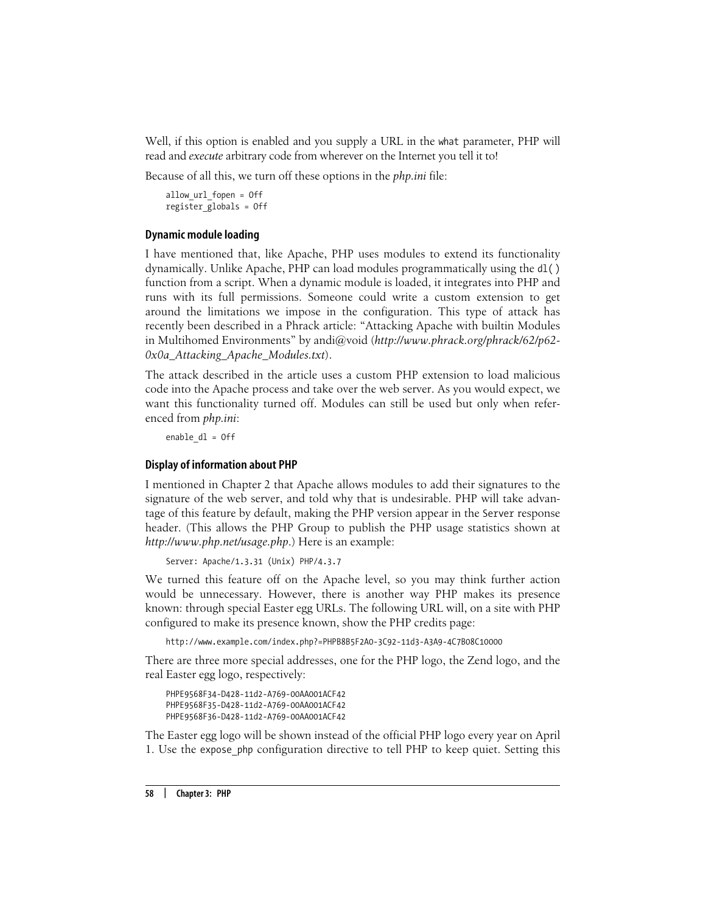Well, if this option is enabled and you supply a URL in the `what` parameter, PHP will read and *execute* arbitrary code from wherever on the Internet you tell it to!

Because of all this, we turn off these options in the *php.ini* file:

```
allow_url_fopen = Off
register_globals = Off
```

### Dynamic module loading

I have mentioned that, like Apache, PHP uses modules to extend its functionality dynamically. Unlike Apache, PHP can load modules programmatically using the `dl()` function from a script. When a dynamic module is loaded, it integrates into PHP and runs with its full permissions. Someone could write a custom extension to get around the limitations we impose in the configuration. This type of attack has recently been described in a Phrack article: "Attacking Apache with builtin Modules in Multihomed Environments" by andi@void (*http://www.phrack.org/phrack/62/p62-0x0a_Attacking_Apache_Modules.txt*).

The attack described in the article uses a custom PHP extension to load malicious code into the Apache process and take over the web server. As you would expect, we want this functionality turned off. Modules can still be used but only when referenced from *php.ini*:

```
enable_dl = Off
```

### Display of information about PHP

I mentioned in Chapter 2 that Apache allows modules to add their signatures to the signature of the web server, and told why that is undesirable. PHP will take advantage of this feature by default, making the PHP version appear in the `Server` response header. (This allows the PHP Group to publish the PHP usage statistics shown at *http://www.php.net/usage.php*.) Here is an example:

```
Server: Apache/1.3.31 (Unix) PHP/4.3.7
```

We turned this feature off on the Apache level, so you may think further action would be unnecessary. However, there is another way PHP makes its presence known: through special Easter egg URLs. The following URL will, on a site with PHP configured to make its presence known, show the PHP credits page:

```
http://www.example.com/index.php?=PHPB8B5F2A0-3C92-11d3-A3A9-4C7B08C10000
```

There are three more special addresses, one for the PHP logo, the Zend logo, and the real Easter egg logo, respectively:

```
PHPE9568F34-D428-11d2-A769-00AA001ACF42
PHPE9568F35-D428-11d2-A769-00AA001ACF42
PHPE9568F36-D428-11d2-A769-00AA001ACF42
```

The Easter egg logo will be shown instead of the official PHP logo every year on April 1. Use the `expose_php` configuration directive to tell PHP to keep quiet. Setting this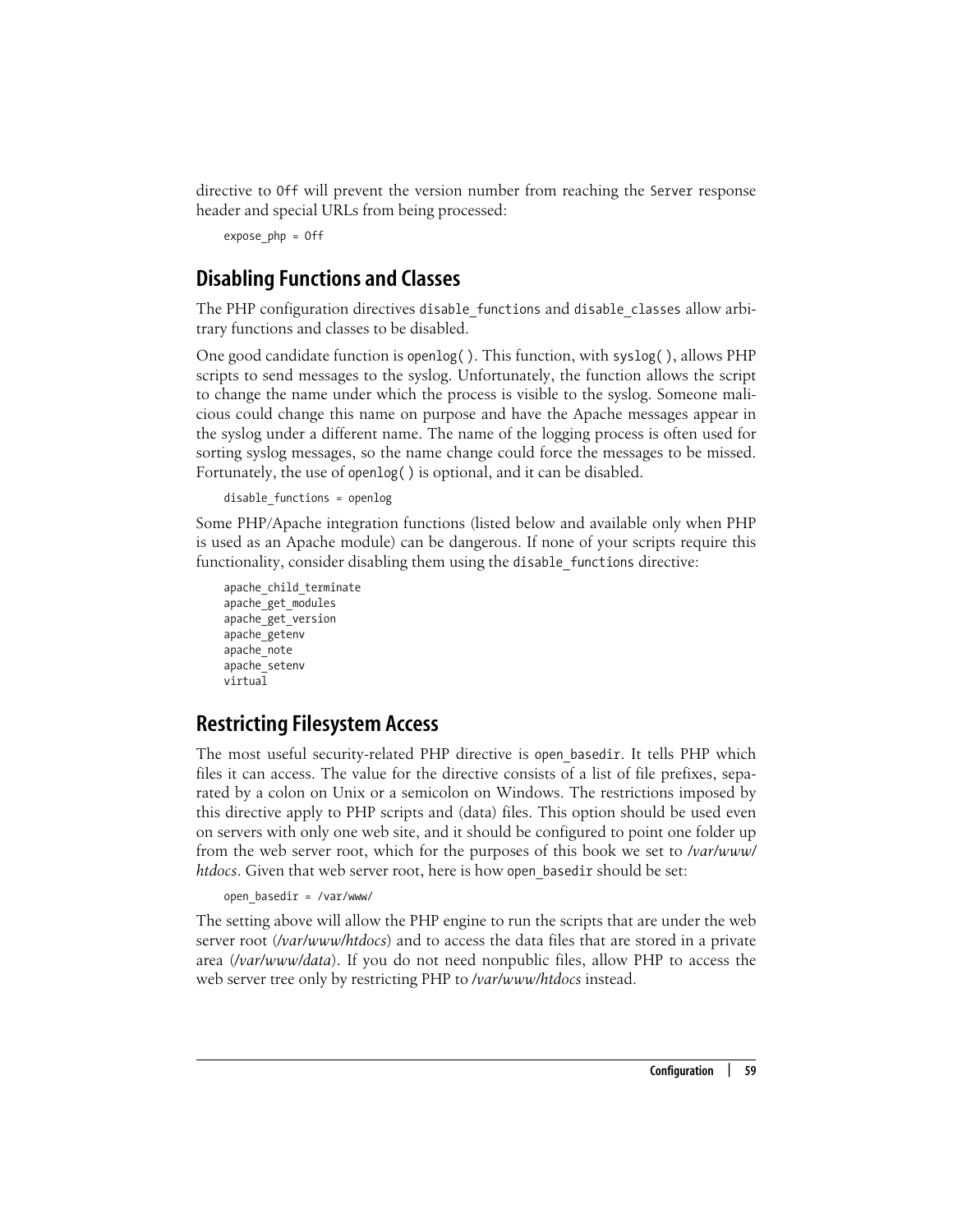directive to `Off` will prevent the version number from reaching the `Server` response header and special URLs from being processed:

```
expose_php = Off
```

## Disabling Functions and Classes

The PHP configuration directives `disable_functions` and `disable_classes` allow arbitrary functions and classes to be disabled.

One good candidate function is `openlog( )`. This function, with `syslog( )`, allows PHP scripts to send messages to the syslog. Unfortunately, the function allows the script to change the name under which the process is visible to the syslog. Someone malicious could change this name on purpose and have the Apache messages appear in the syslog under a different name. The name of the logging process is often used for sorting syslog messages, so the name change could force the messages to be missed. Fortunately, the use of `openlog( )` is optional, and it can be disabled.

```
disable_functions = openlog
```

Some PHP/Apache integration functions (listed below and available only when PHP is used as an Apache module) can be dangerous. If none of your scripts require this functionality, consider disabling them using the `disable_functions` directive:

```
apache_child_terminate
apache_get_modules
apache_get_version
apache_getenv
apache_note
apache_setenv
virtual
```

## Restricting Filesystem Access

The most useful security-related PHP directive is `open_basedir`. It tells PHP which files it can access. The value for the directive consists of a list of file prefixes, separated by a colon on Unix or a semicolon on Windows. The restrictions imposed by this directive apply to PHP scripts and (data) files. This option should be used even on servers with only one web site, and it should be configured to point one folder up from the web server root, which for the purposes of this book we set to */var/www/htdocs*. Given that web server root, here is how `open_basedir` should be set:

```
open_basedir = /var/www/
```

The setting above will allow the PHP engine to run the scripts that are under the web server root (*/var/www/htdocs*) and to access the data files that are stored in a private area (*/var/www/data*). If you do not need nonpublic files, allow PHP to access the web server tree only by restricting PHP to */var/www/htdocs* instead.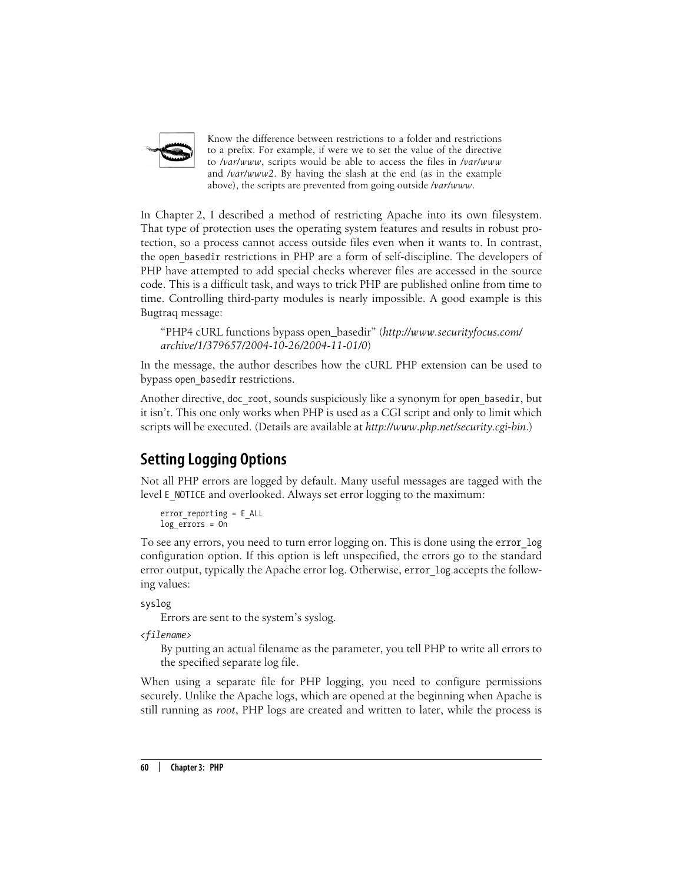> Know the difference between restrictions to a folder and restrictions to a prefix. For example, if were we to set the value of the directive to */var/www*, scripts would be able to access the files in */var/www* and */var/www2*. By having the slash at the end (as in the example above), the scripts are prevented from going outside */var/www*.

In Chapter 2, I described a method of restricting Apache into its own filesystem. That type of protection uses the operating system features and results in robust protection, so a process cannot access outside files even when it wants to. In contrast, the `open_basedir` restrictions in PHP are a form of self-discipline. The developers of PHP have attempted to add special checks wherever files are accessed in the source code. This is a difficult task, and ways to trick PHP are published online from time to time. Controlling third-party modules is nearly impossible. A good example is this Bugtraq message:

> "PHP4 cURL functions bypass open_basedir" (*http://www.securityfocus.com/archive/1/379657/2004-10-26/2004-11-01/0*)

In the message, the author describes how the cURL PHP extension can be used to bypass `open_basedir` restrictions.

Another directive, `doc_root`, sounds suspiciously like a synonym for `open_basedir`, but it isn't. This one only works when PHP is used as a CGI script and only to limit which scripts will be executed. (Details are available at *http://www.php.net/security.cgi-bin*.)

## Setting Logging Options

Not all PHP errors are logged by default. Many useful messages are tagged with the level `E_NOTICE` and overlooked. Always set error logging to the maximum:

```
error_reporting = E_ALL
log_errors = On
```

To see any errors, you need to turn error logging on. This is done using the `error_log` configuration option. If this option is left unspecified, the errors go to the standard error output, typically the Apache error log. Otherwise, `error_log` accepts the following values:

`syslog`
: Errors are sent to the system's syslog.

*`<filename>`*
: By putting an actual filename as the parameter, you tell PHP to write all errors to the specified separate log file.

When using a separate file for PHP logging, you need to configure permissions securely. Unlike the Apache logs, which are opened at the beginning when Apache is still running as *root*, PHP logs are created and written to later, while the process is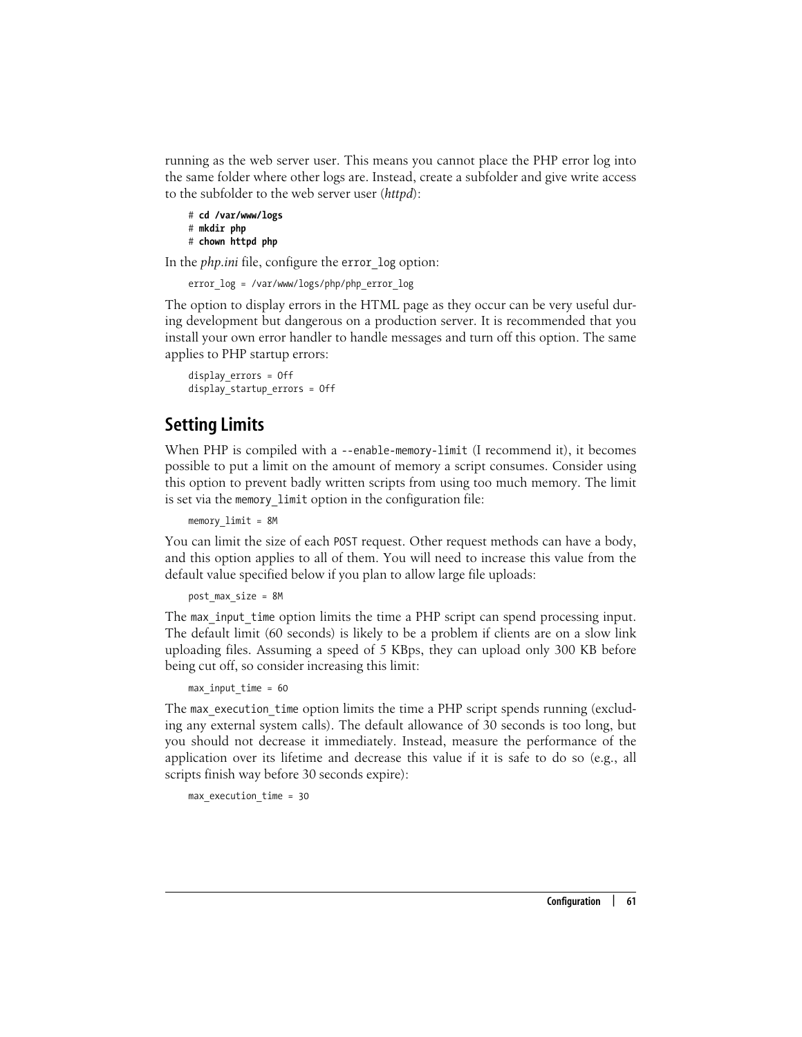running as the web server user. This means you cannot place the PHP error log into the same folder where other logs are. Instead, create a subfolder and give write access to the subfolder to the web server user (*httpd*):

```
# cd /var/www/logs
# mkdir php
# chown httpd php
```

In the *php.ini* file, configure the `error_log` option:

```
error_log = /var/www/logs/php/php_error_log
```

The option to display errors in the HTML page as they occur can be very useful during development but dangerous on a production server. It is recommended that you install your own error handler to handle messages and turn off this option. The same applies to PHP startup errors:

```
display_errors = Off
display_startup_errors = Off
```

## Setting Limits

When PHP is compiled with a `--enable-memory-limit` (I recommend it), it becomes possible to put a limit on the amount of memory a script consumes. Consider using this option to prevent badly written scripts from using too much memory. The limit is set via the `memory_limit` option in the configuration file:

```
memory_limit = 8M
```

You can limit the size of each `POST` request. Other request methods can have a body, and this option applies to all of them. You will need to increase this value from the default value specified below if you plan to allow large file uploads:

```
post_max_size = 8M
```

The `max_input_time` option limits the time a PHP script can spend processing input. The default limit (60 seconds) is likely to be a problem if clients are on a slow link uploading files. Assuming a speed of 5 KBps, they can upload only 300 KB before being cut off, so consider increasing this limit:

```
max_input_time = 60
```

The `max_execution_time` option limits the time a PHP script spends running (excluding any external system calls). The default allowance of 30 seconds is too long, but you should not decrease it immediately. Instead, measure the performance of the application over its lifetime and decrease this value if it is safe to do so (e.g., all scripts finish way before 30 seconds expire):

```
max_execution_time = 30
```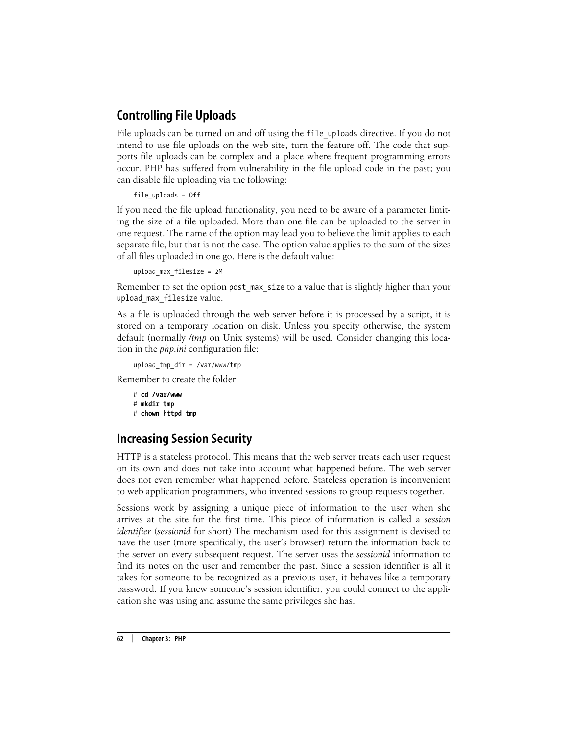## Controlling File Uploads

File uploads can be turned on and off using the `file_uploads` directive. If you do not intend to use file uploads on the web site, turn the feature off. The code that supports file uploads can be complex and a place where frequent programming errors occur. PHP has suffered from vulnerability in the file upload code in the past; you can disable file uploading via the following:

```
file_uploads = Off
```

If you need the file upload functionality, you need to be aware of a parameter limiting the size of a file uploaded. More than one file can be uploaded to the server in one request. The name of the option may lead you to believe the limit applies to each separate file, but that is not the case. The option value applies to the sum of the sizes of all files uploaded in one go. Here is the default value:

```
upload_max_filesize = 2M
```

Remember to set the option `post_max_size` to a value that is slightly higher than your `upload_max_filesize` value.

As a file is uploaded through the web server before it is processed by a script, it is stored on a temporary location on disk. Unless you specify otherwise, the system default (normally */tmp* on Unix systems) will be used. Consider changing this location in the *php.ini* configuration file:

```
upload_tmp_dir = /var/www/tmp
```

Remember to create the folder:

```
# cd /var/www
# mkdir tmp
# chown httpd tmp
```

## Increasing Session Security

HTTP is a stateless protocol. This means that the web server treats each user request on its own and does not take into account what happened before. The web server does not even remember what happened before. Stateless operation is inconvenient to web application programmers, who invented sessions to group requests together.

Sessions work by assigning a unique piece of information to the user when she arrives at the site for the first time. This piece of information is called a *session identifier* (*sessionid* for short) The mechanism used for this assignment is devised to have the user (more specifically, the user's browser) return the information back to the server on every subsequent request. The server uses the *sessionid* information to find its notes on the user and remember the past. Since a session identifier is all it takes for someone to be recognized as a previous user, it behaves like a temporary password. If you knew someone's session identifier, you could connect to the application she was using and assume the same privileges she has.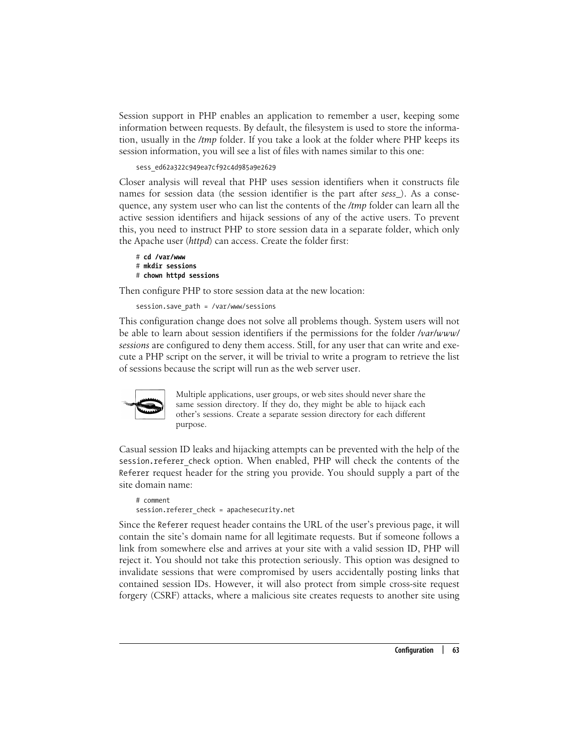Session support in PHP enables an application to remember a user, keeping some information between requests. By default, the filesystem is used to store the information, usually in the */tmp* folder. If you take a look at the folder where PHP keeps its session information, you will see a list of files with names similar to this one:

```
sess_ed62a322c949ea7cf92c4d985a9e2629
```

Closer analysis will reveal that PHP uses session identifiers when it constructs file names for session data (the session identifier is the part after *sess_*). As a consequence, any system user who can list the contents of the */tmp* folder can learn all the active session identifiers and hijack sessions of any of the active users. To prevent this, you need to instruct PHP to store session data in a separate folder, which only the Apache user (*httpd*) can access. Create the folder first:

```
# cd /var/www
# mkdir sessions
# chown httpd sessions
```

Then configure PHP to store session data at the new location:

```
session.save_path = /var/www/sessions
```

This configuration change does not solve all problems though. System users will not be able to learn about session identifiers if the permissions for the folder */var/www/sessions* are configured to deny them access. Still, for any user that can write and execute a PHP script on the server, it will be trivial to write a program to retrieve the list of sessions because the script will run as the web server user.

> Multiple applications, user groups, or web sites should never share the same session directory. If they do, they might be able to hijack each other's sessions. Create a separate session directory for each different purpose.

Casual session ID leaks and hijacking attempts can be prevented with the help of the `session.referer_check` option. When enabled, PHP will check the contents of the `Referer` request header for the string you provide. You should supply a part of the site domain name:

```
# comment
session.referer_check = apachesecurity.net
```

Since the `Referer` request header contains the URL of the user's previous page, it will contain the site's domain name for all legitimate requests. But if someone follows a link from somewhere else and arrives at your site with a valid session ID, PHP will reject it. You should not take this protection seriously. This option was designed to invalidate sessions that were compromised by users accidentally posting links that contained session IDs. However, it will also protect from simple cross-site request forgery (CSRF) attacks, where a malicious site creates requests to another site using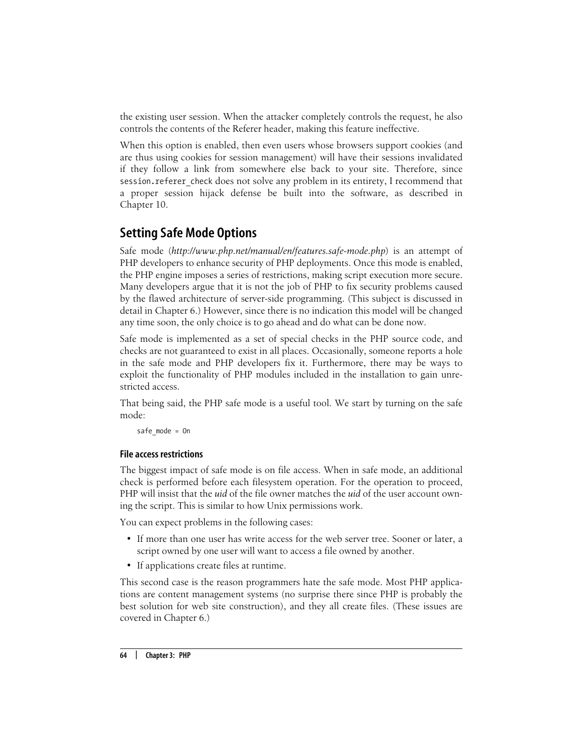the existing user session. When the attacker completely controls the request, he also controls the contents of the Referer header, making this feature ineffective.

When this option is enabled, then even users whose browsers support cookies (and are thus using cookies for session management) will have their sessions invalidated if they follow a link from somewhere else back to your site. Therefore, since `session.referer_check` does not solve any problem in its entirety, I recommend that a proper session hijack defense be built into the software, as described in Chapter 10.

## Setting Safe Mode Options

Safe mode (*http://www.php.net/manual/en/features.safe-mode.php*) is an attempt of PHP developers to enhance security of PHP deployments. Once this mode is enabled, the PHP engine imposes a series of restrictions, making script execution more secure. Many developers argue that it is not the job of PHP to fix security problems caused by the flawed architecture of server-side programming. (This subject is discussed in detail in Chapter 6.) However, since there is no indication this model will be changed any time soon, the only choice is to go ahead and do what can be done now.

Safe mode is implemented as a set of special checks in the PHP source code, and checks are not guaranteed to exist in all places. Occasionally, someone reports a hole in the safe mode and PHP developers fix it. Furthermore, there may be ways to exploit the functionality of PHP modules included in the installation to gain unrestricted access.

That being said, the PHP safe mode is a useful tool. We start by turning on the safe mode:

```
safe_mode = On
```

### File access restrictions

The biggest impact of safe mode is on file access. When in safe mode, an additional check is performed before each filesystem operation. For the operation to proceed, PHP will insist that the *uid* of the file owner matches the *uid* of the user account owning the script. This is similar to how Unix permissions work.

You can expect problems in the following cases:

- If more than one user has write access for the web server tree. Sooner or later, a script owned by one user will want to access a file owned by another.
- If applications create files at runtime.

This second case is the reason programmers hate the safe mode. Most PHP applications are content management systems (no surprise there since PHP is probably the best solution for web site construction), and they all create files. (These issues are covered in Chapter 6.)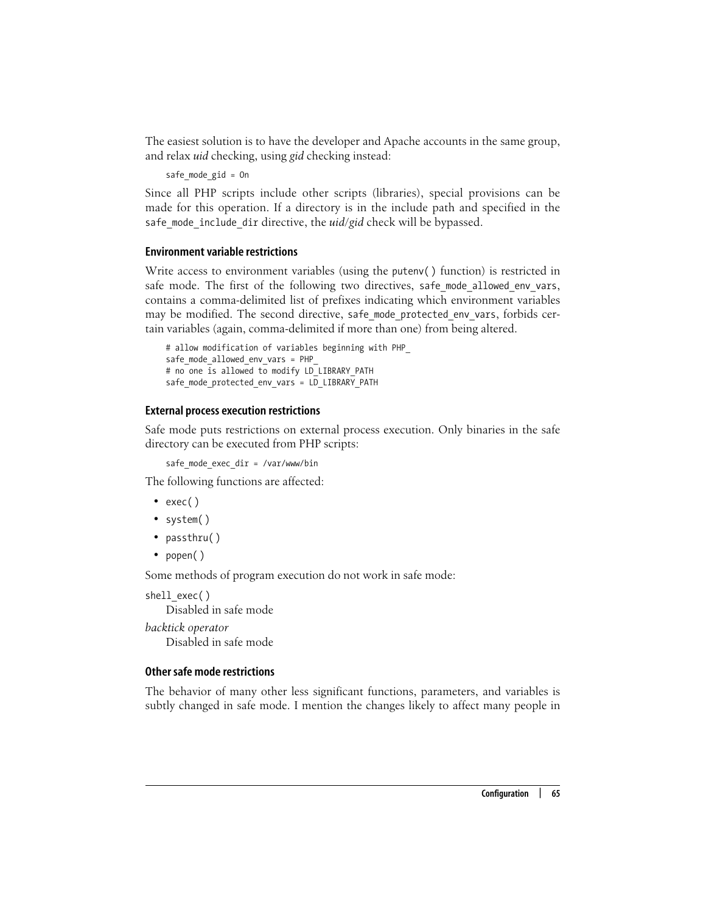The easiest solution is to have the developer and Apache accounts in the same group, and relax *uid* checking, using *gid* checking instead:

```
safe_mode_gid = On
```

Since all PHP scripts include other scripts (libraries), special provisions can be made for this operation. If a directory is in the include path and specified in the `safe_mode_include_dir` directive, the *uid*/*gid* check will be bypassed.

#### Environment variable restrictions

Write access to environment variables (using the `putenv( )` function) is restricted in safe mode. The first of the following two directives, `safe_mode_allowed_env_vars`, contains a comma-delimited list of prefixes indicating which environment variables may be modified. The second directive, `safe_mode_protected_env_vars`, forbids certain variables (again, comma-delimited if more than one) from being altered.

```
# allow modification of variables beginning with PHP_
safe_mode_allowed_env_vars = PHP_
# no one is allowed to modify LD_LIBRARY_PATH
safe_mode_protected_env_vars = LD_LIBRARY_PATH
```

#### External process execution restrictions

Safe mode puts restrictions on external process execution. Only binaries in the safe directory can be executed from PHP scripts:

```
safe_mode_exec_dir = /var/www/bin
```

The following functions are affected:

- `exec( )`
- `system( )`
- `passthru( )`
- `popen( )`

Some methods of program execution do not work in safe mode:

`shell_exec( )`
: Disabled in safe mode

*backtick operator*
: Disabled in safe mode

#### Other safe mode restrictions

The behavior of many other less significant functions, parameters, and variables is subtly changed in safe mode. I mention the changes likely to affect many people in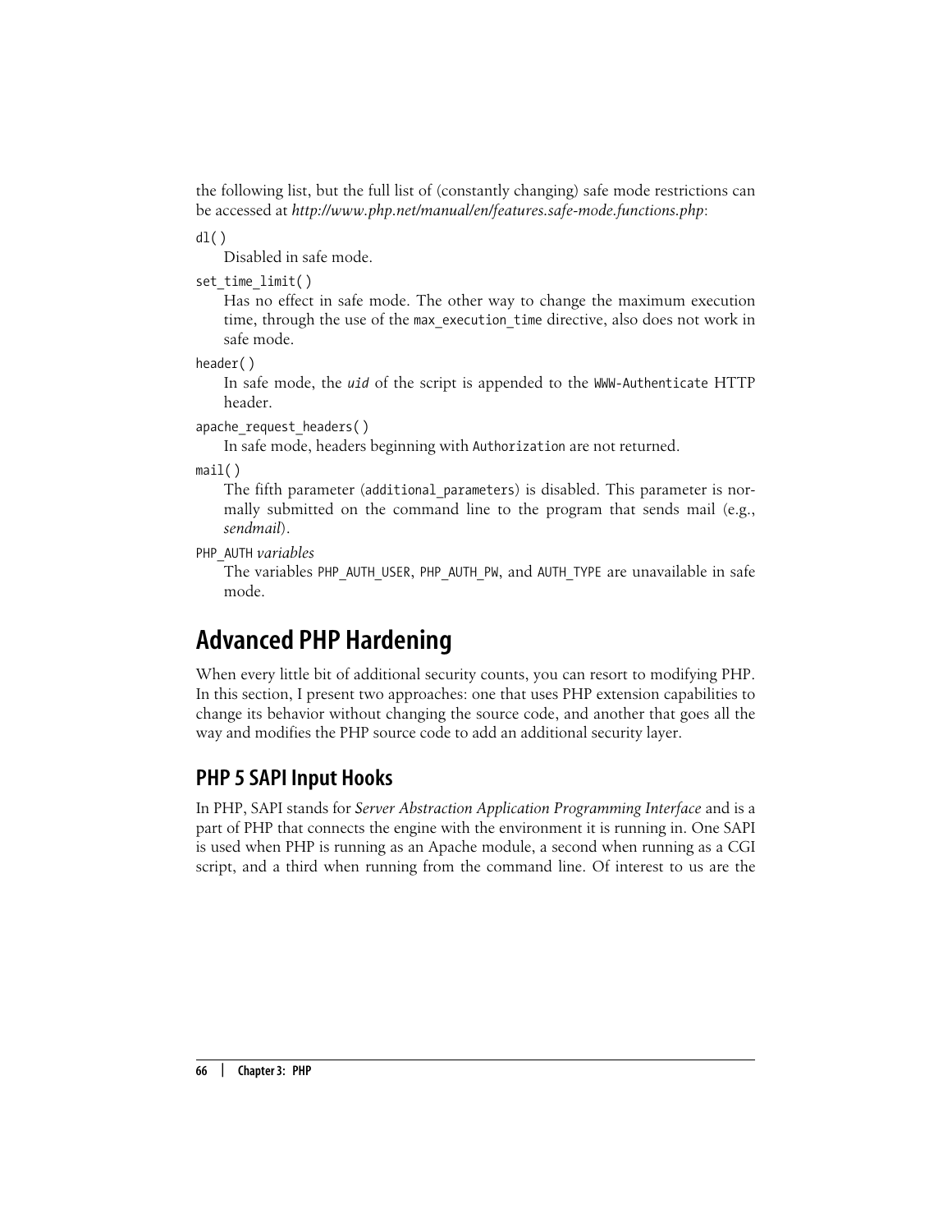the following list, but the full list of (constantly changing) safe mode restrictions can be accessed at *http://www.php.net/manual/en/features.safe-mode.functions.php*:

`dl()`
: Disabled in safe mode.

`set_time_limit()`
: Has no effect in safe mode. The other way to change the maximum execution time, through the use of the `max_execution_time` directive, also does not work in safe mode.

`header()`
: In safe mode, the *`uid`* of the script is appended to the `WWW-Authenticate` HTTP header.

`apache_request_headers()`
: In safe mode, headers beginning with `Authorization` are not returned.

`mail()`
: The fifth parameter (`additional_parameters`) is disabled. This parameter is normally submitted on the command line to the program that sends mail (e.g., *sendmail*).

`PHP_AUTH` *variables*
: The variables `PHP_AUTH_USER`, `PHP_AUTH_PW`, and `AUTH_TYPE` are unavailable in safe mode.

# Advanced PHP Hardening

When every little bit of additional security counts, you can resort to modifying PHP. In this section, I present two approaches: one that uses PHP extension capabilities to change its behavior without changing the source code, and another that goes all the way and modifies the PHP source code to add an additional security layer.

## PHP 5 SAPI Input Hooks

In PHP, SAPI stands for *Server Abstraction Application Programming Interface* and is a part of PHP that connects the engine with the environment it is running in. One SAPI is used when PHP is running as an Apache module, a second when running as a CGI script, and a third when running from the command line. Of interest to us are the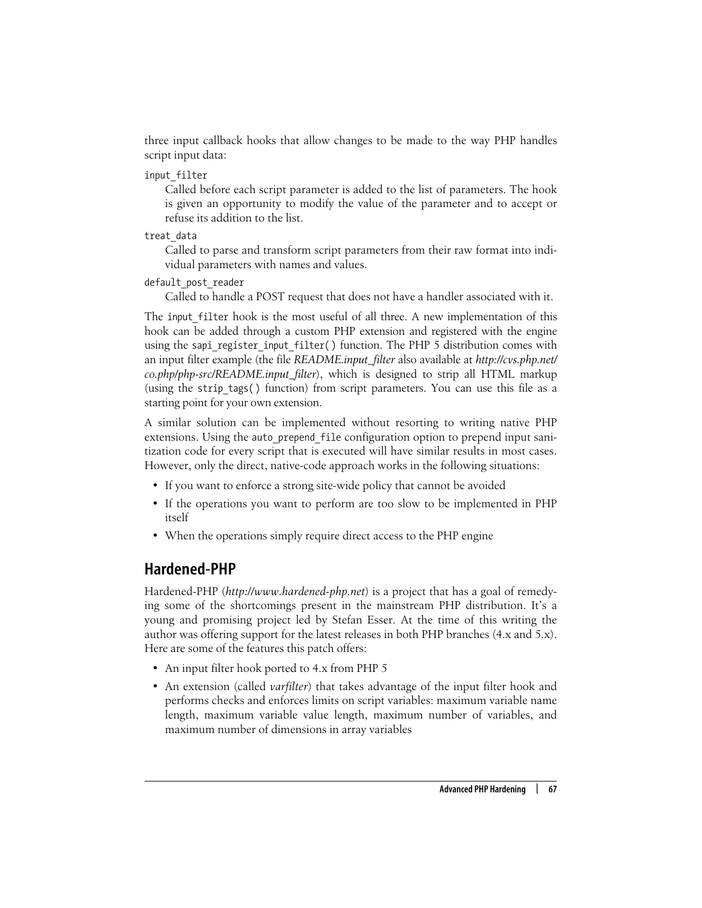three input callback hooks that allow changes to be made to the way PHP handles script input data:

`input_filter`
: Called before each script parameter is added to the list of parameters. The hook is given an opportunity to modify the value of the parameter and to accept or refuse its addition to the list.

`treat_data`
: Called to parse and transform script parameters from their raw format into individual parameters with names and values.

`default_post_reader`
: Called to handle a POST request that does not have a handler associated with it.

The `input_filter` hook is the most useful of all three. A new implementation of this hook can be added through a custom PHP extension and registered with the engine using the `sapi_register_input_filter()` function. The PHP 5 distribution comes with an input filter example (the file *README.input_filter* also available at *http://cvs.php.net/co.php/php-src/README.input_filter*), which is designed to strip all HTML markup (using the `strip_tags()` function) from script parameters. You can use this file as a starting point for your own extension.

A similar solution can be implemented without resorting to writing native PHP extensions. Using the `auto_prepend_file` configuration option to prepend input sanitization code for every script that is executed will have similar results in most cases. However, only the direct, native-code approach works in the following situations:

- If you want to enforce a strong site-wide policy that cannot be avoided
- If the operations you want to perform are too slow to be implemented in PHP itself
- When the operations simply require direct access to the PHP engine

## Hardened-PHP

Hardened-PHP (*http://www.hardened-php.net*) is a project that has a goal of remedying some of the shortcomings present in the mainstream PHP distribution. It's a young and promising project led by Stefan Esser. At the time of this writing the author was offering support for the latest releases in both PHP branches (4.x and 5.x). Here are some of the features this patch offers:

- An input filter hook ported to 4.x from PHP 5
- An extension (called *varfilter*) that takes advantage of the input filter hook and performs checks and enforces limits on script variables: maximum variable name length, maximum variable value length, maximum number of variables, and maximum number of dimensions in array variables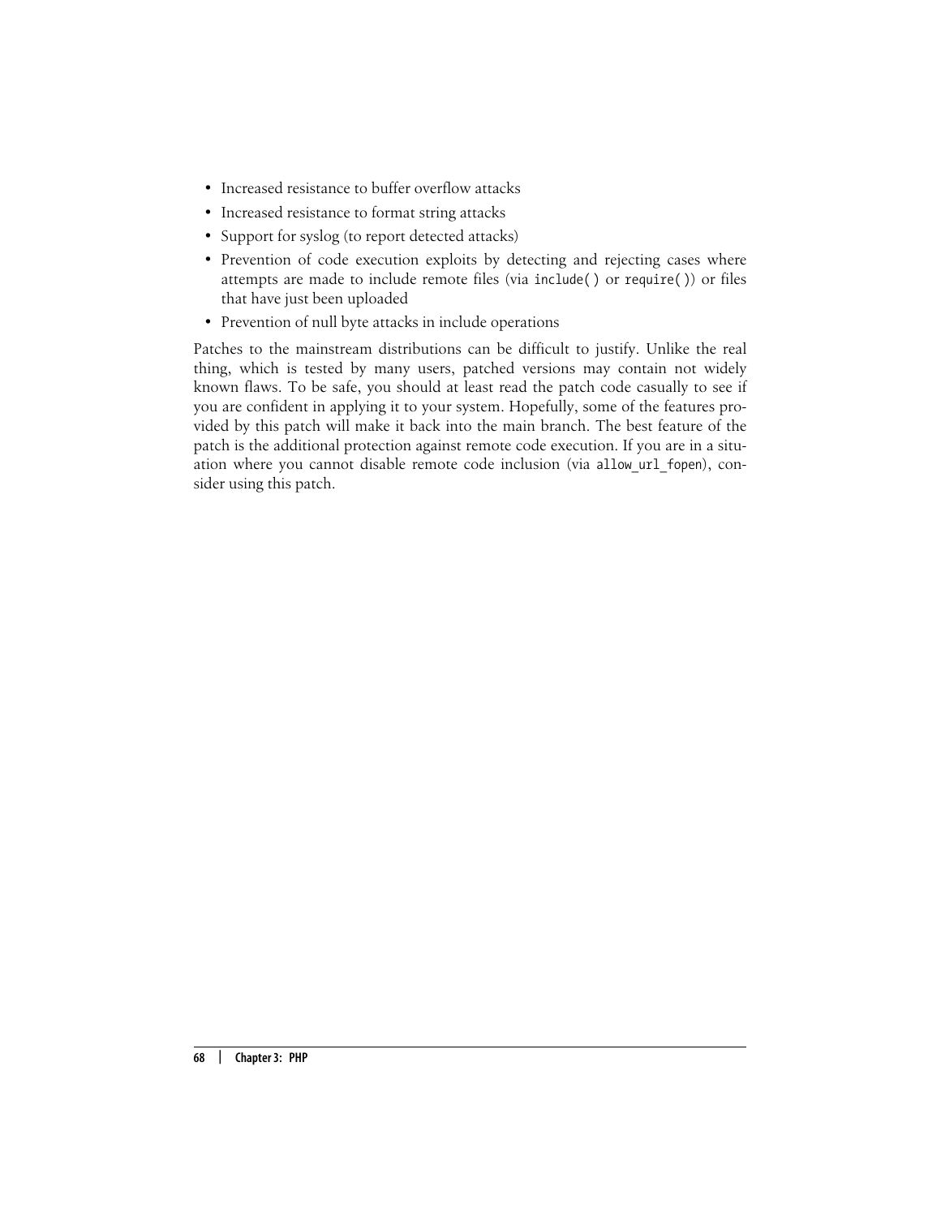- Increased resistance to buffer overflow attacks
- Increased resistance to format string attacks
- Support for syslog (to report detected attacks)
- Prevention of code execution exploits by detecting and rejecting cases where attempts are made to include remote files (via `include()` or `require()`) or files that have just been uploaded
- Prevention of null byte attacks in include operations

Patches to the mainstream distributions can be difficult to justify. Unlike the real thing, which is tested by many users, patched versions may contain not widely known flaws. To be safe, you should at least read the patch code casually to see if you are confident in applying it to your system. Hopefully, some of the features provided by this patch will make it back into the main branch. The best feature of the patch is the additional protection against remote code execution. If you are in a situation where you cannot disable remote code inclusion (via `allow_url_fopen`), consider using this patch.